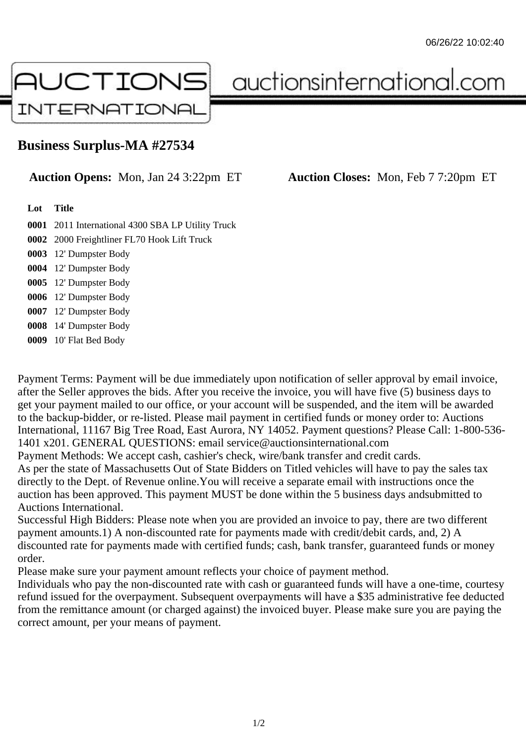# Business Surplus-MA #27534

**Auction Opens:** Mon, Jan 24 3:22pm ET **Auction Closes:** Mon, Feb 7 7:20pm ET

| Lot | Title |
|---|---|
| **0001** | 2011 International 4300 SBA LP Utility Truck |
| **0002** | 2000 Freightliner FL70 Hook Lift Truck |
| **0003** | 12' Dumpster Body |
| **0004** | 12' Dumpster Body |
| **0005** | 12' Dumpster Body |
| **0006** | 12' Dumpster Body |
| **0007** | 12' Dumpster Body |
| **0008** | 14' Dumpster Body |
| **0009** | 10' Flat Bed Body |

Payment Terms: Payment will be due immediately upon notification of seller approval by email invoice, after the Seller approves the bids. After you receive the invoice, you will have five (5) business days to get your payment mailed to our office, or your account will be suspended, and the item will be awarded to the backup-bidder, or re-listed. Please mail payment in certified funds or money order to: Auctions International, 11167 Big Tree Road, East Aurora, NY 14052. Payment questions? Please Call: 1-800-536-1401 x201. GENERAL QUESTIONS: email service@auctionsinternational.com
Payment Methods: We accept cash, cashier's check, wire/bank transfer and credit cards.
As per the state of Massachusetts Out of State Bidders on Titled vehicles will have to pay the sales tax directly to the Dept. of Revenue online.You will receive a separate email with instructions once the auction has been approved. This payment MUST be done within the 5 business days andsubmitted to Auctions International.
Successful High Bidders: Please note when you are provided an invoice to pay, there are two different payment amounts.1) A non-discounted rate for payments made with credit/debit cards, and, 2) A discounted rate for payments made with certified funds; cash, bank transfer, guaranteed funds or money order.
Please make sure your payment amount reflects your choice of payment method.
Individuals who pay the non-discounted rate with cash or guaranteed funds will have a one-time, courtesy refund issued for the overpayment. Subsequent overpayments will have a $35 administrative fee deducted from the remittance amount (or charged against) the invoiced buyer. Please make sure you are paying the correct amount, per your means of payment.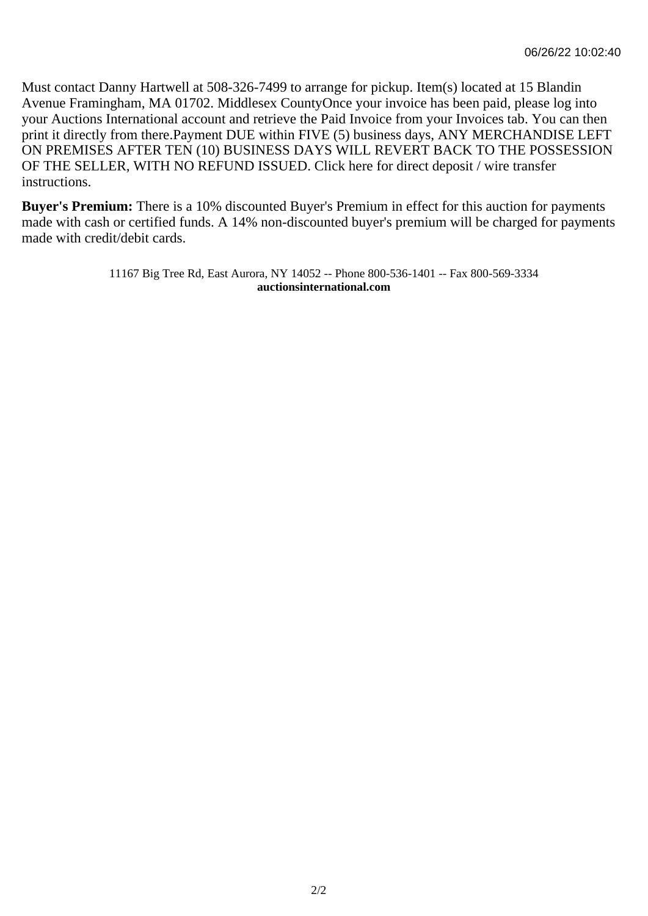Must contact Danny Hartwell at 508-326-7499 to arrange for pickup. Item(s) located at 15 Blandin Avenue Framingham, MA 01702. Middlesex CountyOnce your invoice has been paid, please log into your Auctions International account and retrieve the Paid Invoice from your Invoices tab. You can then print it directly from there.Payment DUE within FIVE (5) business days, ANY MERCHANDISE LEFT ON PREMISES AFTER TEN (10) BUSINESS DAYS WILL REVERT BACK TO THE POSSESSION OF THE SELLER, WITH NO REFUND ISSUED. Click here for direct deposit / wire transfer instructions.

**Buyer's Premium:** There is a 10% discounted Buyer's Premium in effect for this auction for payments made with cash or certified funds. A 14% non-discounted buyer's premium will be charged for payments made with credit/debit cards.

11167 Big Tree Rd, East Aurora, NY 14052 -- Phone 800-536-1401 -- Fax 800-569-3334
**auctionsinternational.com**